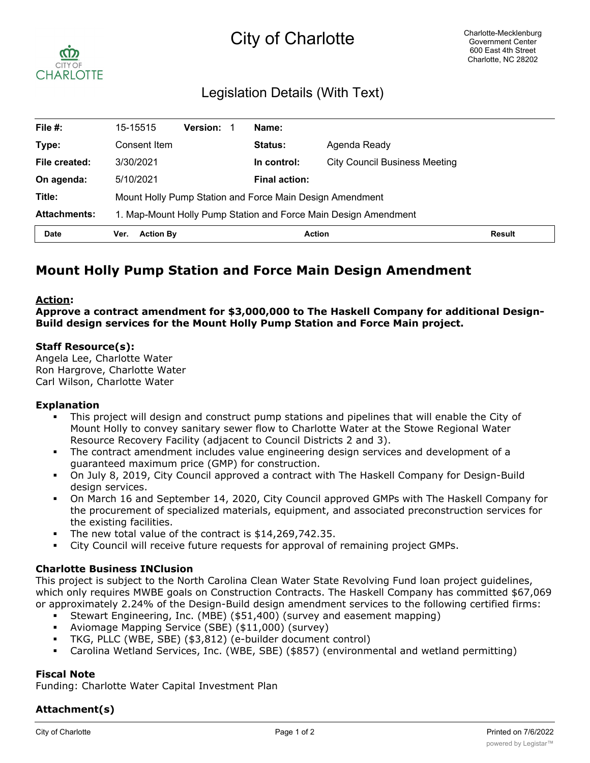# City of Charlotte

Charlotte-Mecklenburg Government Center
600 East 4th Street
Charlotte, NC 28202

## Legislation Details (With Text)

| | | | |
|---|---|---|---|
| **File #:** | 15-15515 **Version:** 1 | **Name:** | |
| **Type:** | Consent Item | **Status:** | Agenda Ready |
| **File created:** | 3/30/2021 | **In control:** | City Council Business Meeting |
| **On agenda:** | 5/10/2021 | **Final action:** | |
| **Title:** | Mount Holly Pump Station and Force Main Design Amendment | | |
| **Attachments:** | 1. Map-Mount Holly Pump Station and Force Main Design Amendment | | |

| Date | Ver. | Action By | Action | Result |
|---|---|---|---|---|

# Mount Holly Pump Station and Force Main Design Amendment

**Action:**
**Approve a contract amendment for $3,000,000 to The Haskell Company for additional Design-Build design services for the Mount Holly Pump Station and Force Main project.**

**Staff Resource(s):**
Angela Lee, Charlotte Water
Ron Hargrove, Charlotte Water
Carl Wilson, Charlotte Water

**Explanation**

- This project will design and construct pump stations and pipelines that will enable the City of Mount Holly to convey sanitary sewer flow to Charlotte Water at the Stowe Regional Water Resource Recovery Facility (adjacent to Council Districts 2 and 3).
- The contract amendment includes value engineering design services and development of a guaranteed maximum price (GMP) for construction.
- On July 8, 2019, City Council approved a contract with The Haskell Company for Design-Build design services.
- On March 16 and September 14, 2020, City Council approved GMPs with The Haskell Company for the procurement of specialized materials, equipment, and associated preconstruction services for the existing facilities.
- The new total value of the contract is $14,269,742.35.
- City Council will receive future requests for approval of remaining project GMPs.

**Charlotte Business INClusion**

This project is subject to the North Carolina Clean Water State Revolving Fund loan project guidelines, which only requires MWBE goals on Construction Contracts. The Haskell Company has committed $67,069 or approximately 2.24% of the Design-Build design amendment services to the following certified firms:

- Stewart Engineering, Inc. (MBE) ($51,400) (survey and easement mapping)
- Aviomage Mapping Service (SBE) ($11,000) (survey)
- TKG, PLLC (WBE, SBE) ($3,812) (e-builder document control)
- Carolina Wetland Services, Inc. (WBE, SBE) ($857) (environmental and wetland permitting)

**Fiscal Note**

Funding: Charlotte Water Capital Investment Plan

**Attachment(s)**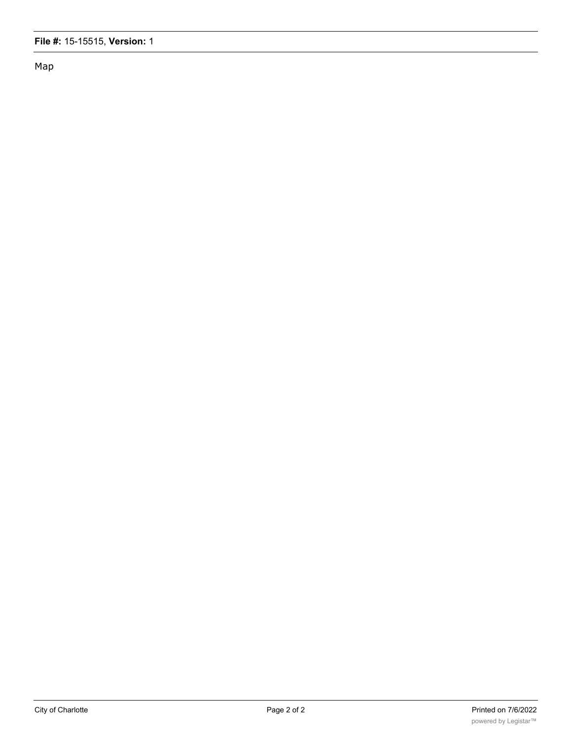**File #:** 15-15515, **Version:** 1

Map